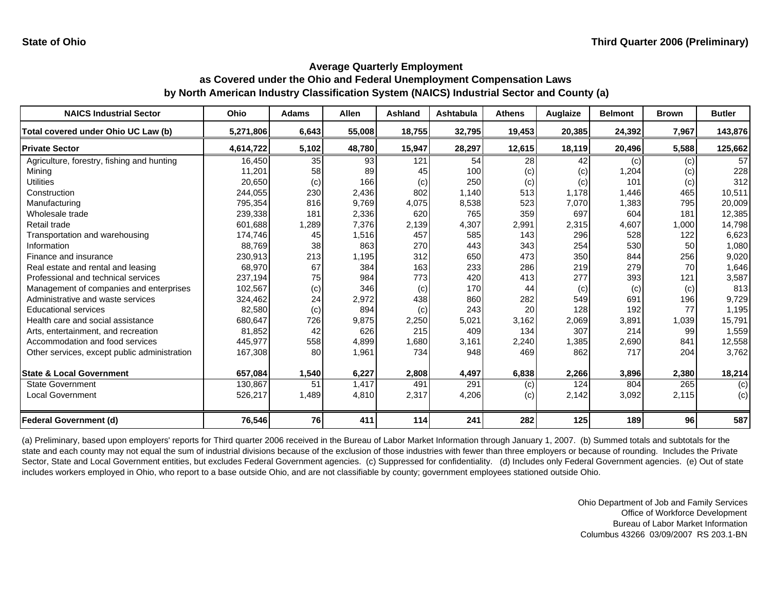State of Ohio

Third Quarter 2006 (Preliminary)

## Average Quarterly Employment as Covered under the Ohio and Federal Unemployment Compensation Laws by North American Industry Classification System (NAICS) Industrial Sector and County (a)

| NAICS Industrial Sector | Ohio | Adams | Allen | Ashland | Ashtabula | Athens | Auglaize | Belmont | Brown | Butler |
|---|---|---|---|---|---|---|---|---|---|---|
| **Total covered under Ohio UC Law (b)** | **5,271,806** | **6,643** | **55,008** | **18,755** | **32,795** | **19,453** | **20,385** | **24,392** | **7,967** | **143,876** |
| **Private Sector** | **4,614,722** | **5,102** | **48,780** | **15,947** | **28,297** | **12,615** | **18,119** | **20,496** | **5,588** | **125,662** |
| Agriculture, forestry, fishing and hunting | 16,450 | 35 | 93 | 121 | 54 | 28 | 42 | (c) | (c) | 57 |
| Mining | 11,201 | 58 | 89 | 45 | 100 | (c) | (c) | 1,204 | (c) | 228 |
| Utilities | 20,650 | (c) | 166 | (c) | 250 | (c) | (c) | 101 | (c) | 312 |
| Construction | 244,055 | 230 | 2,436 | 802 | 1,140 | 513 | 1,178 | 1,446 | 465 | 10,511 |
| Manufacturing | 795,354 | 816 | 9,769 | 4,075 | 8,538 | 523 | 7,070 | 1,383 | 795 | 20,009 |
| Wholesale trade | 239,338 | 181 | 2,336 | 620 | 765 | 359 | 697 | 604 | 181 | 12,385 |
| Retail trade | 601,688 | 1,289 | 7,376 | 2,139 | 4,307 | 2,991 | 2,315 | 4,607 | 1,000 | 14,798 |
| Transportation and warehousing | 174,746 | 45 | 1,516 | 457 | 585 | 143 | 296 | 528 | 122 | 6,623 |
| Information | 88,769 | 38 | 863 | 270 | 443 | 343 | 254 | 530 | 50 | 1,080 |
| Finance and insurance | 230,913 | 213 | 1,195 | 312 | 650 | 473 | 350 | 844 | 256 | 9,020 |
| Real estate and rental and leasing | 68,970 | 67 | 384 | 163 | 233 | 286 | 219 | 279 | 70 | 1,646 |
| Professional and technical services | 237,194 | 75 | 984 | 773 | 420 | 413 | 277 | 393 | 121 | 3,587 |
| Management of companies and enterprises | 102,567 | (c) | 346 | (c) | 170 | 44 | (c) | (c) | (c) | 813 |
| Administrative and waste services | 324,462 | 24 | 2,972 | 438 | 860 | 282 | 549 | 691 | 196 | 9,729 |
| Educational services | 82,580 | (c) | 894 | (c) | 243 | 20 | 128 | 192 | 77 | 1,195 |
| Health care and social assistance | 680,647 | 726 | 9,875 | 2,250 | 5,021 | 3,162 | 2,069 | 3,891 | 1,039 | 15,791 |
| Arts, entertainment, and recreation | 81,852 | 42 | 626 | 215 | 409 | 134 | 307 | 214 | 99 | 1,559 |
| Accommodation and food services | 445,977 | 558 | 4,899 | 1,680 | 3,161 | 2,240 | 1,385 | 2,690 | 841 | 12,558 |
| Other services, except public administration | 167,308 | 80 | 1,961 | 734 | 948 | 469 | 862 | 717 | 204 | 3,762 |
| **State & Local Government** | **657,084** | **1,540** | **6,227** | **2,808** | **4,497** | **6,838** | **2,266** | **3,896** | **2,380** | **18,214** |
| State Government | 130,867 | 51 | 1,417 | 491 | 291 | (c) | 124 | 804 | 265 | (c) |
| Local Government | 526,217 | 1,489 | 4,810 | 2,317 | 4,206 | (c) | 2,142 | 3,092 | 2,115 | (c) |
| **Federal Government (d)** | **76,546** | **76** | **411** | **114** | **241** | **282** | **125** | **189** | **96** | **587** |

(a) Preliminary, based upon employers' reports for Third quarter 2006 received in the Bureau of Labor Market Information through January 1, 2007. (b) Summed totals and subtotals for the state and each county may not equal the sum of industrial divisions because of the exclusion of those industries with fewer than three employers or because of rounding. Includes the Private Sector, State and Local Government entities, but excludes Federal Government agencies. (c) Suppressed for confidentiality. (d) Includes only Federal Government agencies. (e) Out of state includes workers employed in Ohio, who report to a base outside Ohio, and are not classifiable by county; government employees stationed outside Ohio.

Ohio Department of Job and Family Services
Office of Workforce Development
Bureau of Labor Market Information
Columbus 43266 03/09/2007 RS 203.1-BN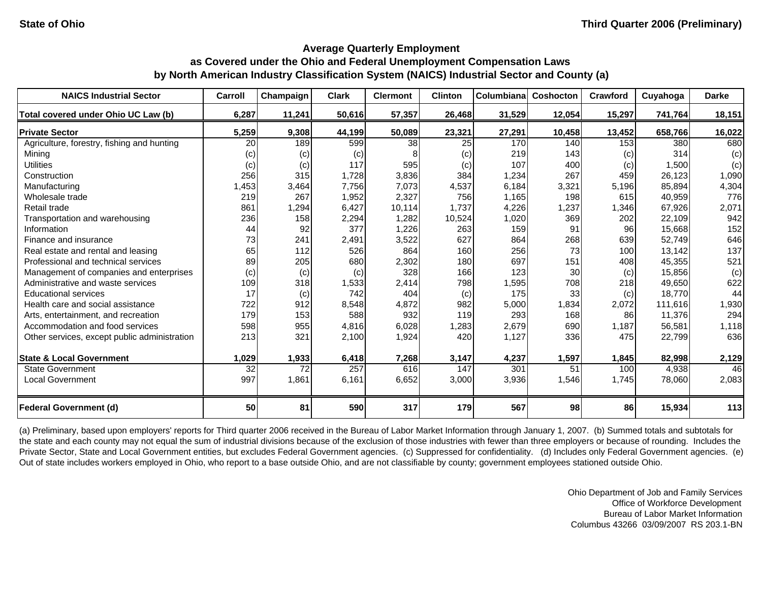State of Ohio

Third Quarter 2006 (Preliminary)

### Average Quarterly Employment
### as Covered under the Ohio and Federal Unemployment Compensation Laws
### by North American Industry Classification System (NAICS) Industrial Sector and County (a)

| NAICS Industrial Sector | Carroll | Champaign | Clark | Clermont | Clinton | Columbiana | Coshocton | Crawford | Cuyahoga | Darke |
|---|---|---|---|---|---|---|---|---|---|---|
| **Total covered under Ohio UC Law (b)** | **6,287** | **11,241** | **50,616** | **57,357** | **26,468** | **31,529** | **12,054** | **15,297** | **741,764** | **18,151** |
| **Private Sector** | **5,259** | **9,308** | **44,199** | **50,089** | **23,321** | **27,291** | **10,458** | **13,452** | **658,766** | **16,022** |
| Agriculture, forestry, fishing and hunting | 20 | 189 | 599 | 38 | 25 | 170 | 140 | 153 | 380 | 680 |
| Mining | (c) | (c) | (c) | 8 | (c) | 219 | 143 | (c) | 314 | (c) |
| Utilities | (c) | (c) | 117 | 595 | (c) | 107 | 400 | (c) | 1,500 | (c) |
| Construction | 256 | 315 | 1,728 | 3,836 | 384 | 1,234 | 267 | 459 | 26,123 | 1,090 |
| Manufacturing | 1,453 | 3,464 | 7,756 | 7,073 | 4,537 | 6,184 | 3,321 | 5,196 | 85,894 | 4,304 |
| Wholesale trade | 219 | 267 | 1,952 | 2,327 | 756 | 1,165 | 198 | 615 | 40,959 | 776 |
| Retail trade | 861 | 1,294 | 6,427 | 10,114 | 1,737 | 4,226 | 1,237 | 1,346 | 67,926 | 2,071 |
| Transportation and warehousing | 236 | 158 | 2,294 | 1,282 | 10,524 | 1,020 | 369 | 202 | 22,109 | 942 |
| Information | 44 | 92 | 377 | 1,226 | 263 | 159 | 91 | 96 | 15,668 | 152 |
| Finance and insurance | 73 | 241 | 2,491 | 3,522 | 627 | 864 | 268 | 639 | 52,749 | 646 |
| Real estate and rental and leasing | 65 | 112 | 526 | 864 | 160 | 256 | 73 | 100 | 13,142 | 137 |
| Professional and technical services | 89 | 205 | 680 | 2,302 | 180 | 697 | 151 | 408 | 45,355 | 521 |
| Management of companies and enterprises | (c) | (c) | (c) | 328 | 166 | 123 | 30 | (c) | 15,856 | (c) |
| Administrative and waste services | 109 | 318 | 1,533 | 2,414 | 798 | 1,595 | 708 | 218 | 49,650 | 622 |
| Educational services | 17 | (c) | 742 | 404 | (c) | 175 | 33 | (c) | 18,770 | 44 |
| Health care and social assistance | 722 | 912 | 8,548 | 4,872 | 982 | 5,000 | 1,834 | 2,072 | 111,616 | 1,930 |
| Arts, entertainment, and recreation | 179 | 153 | 588 | 932 | 119 | 293 | 168 | 86 | 11,376 | 294 |
| Accommodation and food services | 598 | 955 | 4,816 | 6,028 | 1,283 | 2,679 | 690 | 1,187 | 56,581 | 1,118 |
| Other services, except public administration | 213 | 321 | 2,100 | 1,924 | 420 | 1,127 | 336 | 475 | 22,799 | 636 |
| **State & Local Government** | **1,029** | **1,933** | **6,418** | **7,268** | **3,147** | **4,237** | **1,597** | **1,845** | **82,998** | **2,129** |
| State Government | 32 | 72 | 257 | 616 | 147 | 301 | 51 | 100 | 4,938 | 46 |
| Local Government | 997 | 1,861 | 6,161 | 6,652 | 3,000 | 3,936 | 1,546 | 1,745 | 78,060 | 2,083 |
| **Federal Government (d)** | **50** | **81** | **590** | **317** | **179** | **567** | **98** | **86** | **15,934** | **113** |

(a) Preliminary, based upon employers' reports for Third quarter 2006 received in the Bureau of Labor Market Information through January 1, 2007. (b) Summed totals and subtotals for the state and each county may not equal the sum of industrial divisions because of the exclusion of those industries with fewer than three employers or because of rounding. Includes the Private Sector, State and Local Government entities, but excludes Federal Government agencies. (c) Suppressed for confidentiality. (d) Includes only Federal Government agencies. (e) Out of state includes workers employed in Ohio, who report to a base outside Ohio, and are not classifiable by county; government employees stationed outside Ohio.

Ohio Department of Job and Family Services
Office of Workforce Development
Bureau of Labor Market Information
Columbus 43266 03/09/2007 RS 203.1-BN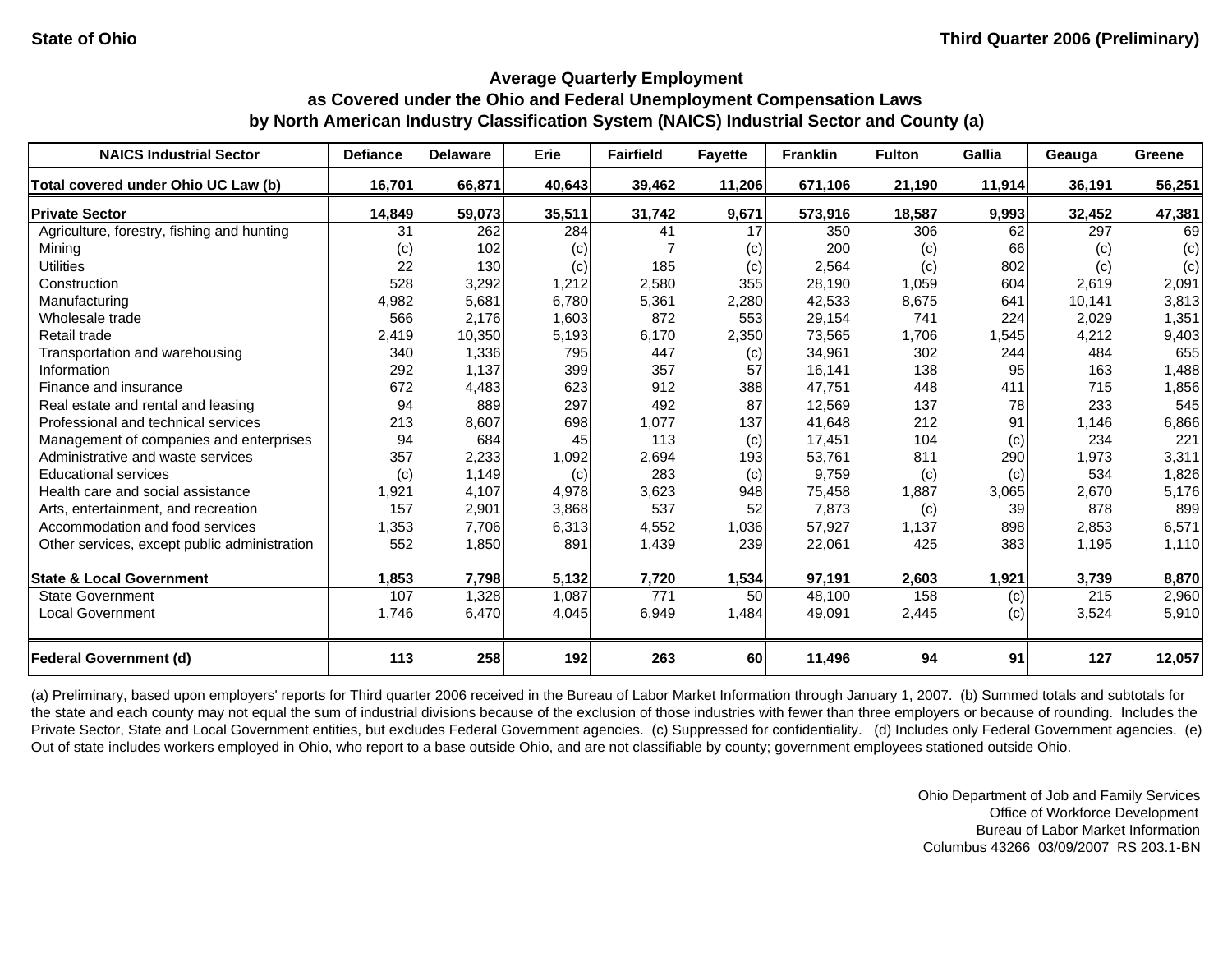State of Ohio

Third Quarter 2006 (Preliminary)

## Average Quarterly Employment
## as Covered under the Ohio and Federal Unemployment Compensation Laws
## by North American Industry Classification System (NAICS) Industrial Sector and County (a)

| NAICS Industrial Sector | Defiance | Delaware | Erie | Fairfield | Fayette | Franklin | Fulton | Gallia | Geauga | Greene |
|---|---|---|---|---|---|---|---|---|---|---|
| **Total covered under Ohio UC Law (b)** | **16,701** | **66,871** | **40,643** | **39,462** | **11,206** | **671,106** | **21,190** | **11,914** | **36,191** | **56,251** |
| **Private Sector** | **14,849** | **59,073** | **35,511** | **31,742** | **9,671** | **573,916** | **18,587** | **9,993** | **32,452** | **47,381** |
| Agriculture, forestry, fishing and hunting | 31 | 262 | 284 | 41 | 17 | 350 | 306 | 62 | 297 | 69 |
| Mining | (c) | 102 | (c) | 7 | (c) | 200 | (c) | 66 | (c) | (c) |
| Utilities | 22 | 130 | (c) | 185 | (c) | 2,564 | (c) | 802 | (c) | (c) |
| Construction | 528 | 3,292 | 1,212 | 2,580 | 355 | 28,190 | 1,059 | 604 | 2,619 | 2,091 |
| Manufacturing | 4,982 | 5,681 | 6,780 | 5,361 | 2,280 | 42,533 | 8,675 | 641 | 10,141 | 3,813 |
| Wholesale trade | 566 | 2,176 | 1,603 | 872 | 553 | 29,154 | 741 | 224 | 2,029 | 1,351 |
| Retail trade | 2,419 | 10,350 | 5,193 | 6,170 | 2,350 | 73,565 | 1,706 | 1,545 | 4,212 | 9,403 |
| Transportation and warehousing | 340 | 1,336 | 795 | 447 | (c) | 34,961 | 302 | 244 | 484 | 655 |
| Information | 292 | 1,137 | 399 | 357 | 57 | 16,141 | 138 | 95 | 163 | 1,488 |
| Finance and insurance | 672 | 4,483 | 623 | 912 | 388 | 47,751 | 448 | 411 | 715 | 1,856 |
| Real estate and rental and leasing | 94 | 889 | 297 | 492 | 87 | 12,569 | 137 | 78 | 233 | 545 |
| Professional and technical services | 213 | 8,607 | 698 | 1,077 | 137 | 41,648 | 212 | 91 | 1,146 | 6,866 |
| Management of companies and enterprises | 94 | 684 | 45 | 113 | (c) | 17,451 | 104 | (c) | 234 | 221 |
| Administrative and waste services | 357 | 2,233 | 1,092 | 2,694 | 193 | 53,761 | 811 | 290 | 1,973 | 3,311 |
| Educational services | (c) | 1,149 | (c) | 283 | (c) | 9,759 | (c) | (c) | 534 | 1,826 |
| Health care and social assistance | 1,921 | 4,107 | 4,978 | 3,623 | 948 | 75,458 | 1,887 | 3,065 | 2,670 | 5,176 |
| Arts, entertainment, and recreation | 157 | 2,901 | 3,868 | 537 | 52 | 7,873 | (c) | 39 | 878 | 899 |
| Accommodation and food services | 1,353 | 7,706 | 6,313 | 4,552 | 1,036 | 57,927 | 1,137 | 898 | 2,853 | 6,571 |
| Other services, except public administration | 552 | 1,850 | 891 | 1,439 | 239 | 22,061 | 425 | 383 | 1,195 | 1,110 |
| **State & Local Government** | **1,853** | **7,798** | **5,132** | **7,720** | **1,534** | **97,191** | **2,603** | **1,921** | **3,739** | **8,870** |
| State Government | 107 | 1,328 | 1,087 | 771 | 50 | 48,100 | 158 | (c) | 215 | 2,960 |
| Local Government | 1,746 | 6,470 | 4,045 | 6,949 | 1,484 | 49,091 | 2,445 | (c) | 3,524 | 5,910 |
| **Federal Government (d)** | **113** | **258** | **192** | **263** | **60** | **11,496** | **94** | **91** | **127** | **12,057** |

(a) Preliminary, based upon employers' reports for Third quarter 2006 received in the Bureau of Labor Market Information through January 1, 2007. (b) Summed totals and subtotals for the state and each county may not equal the sum of industrial divisions because of the exclusion of those industries with fewer than three employers or because of rounding. Includes the Private Sector, State and Local Government entities, but excludes Federal Government agencies. (c) Suppressed for confidentiality. (d) Includes only Federal Government agencies. (e) Out of state includes workers employed in Ohio, who report to a base outside Ohio, and are not classifiable by county; government employees stationed outside Ohio.

Ohio Department of Job and Family Services
Office of Workforce Development
Bureau of Labor Market Information
Columbus 43266 03/09/2007 RS 203.1-BN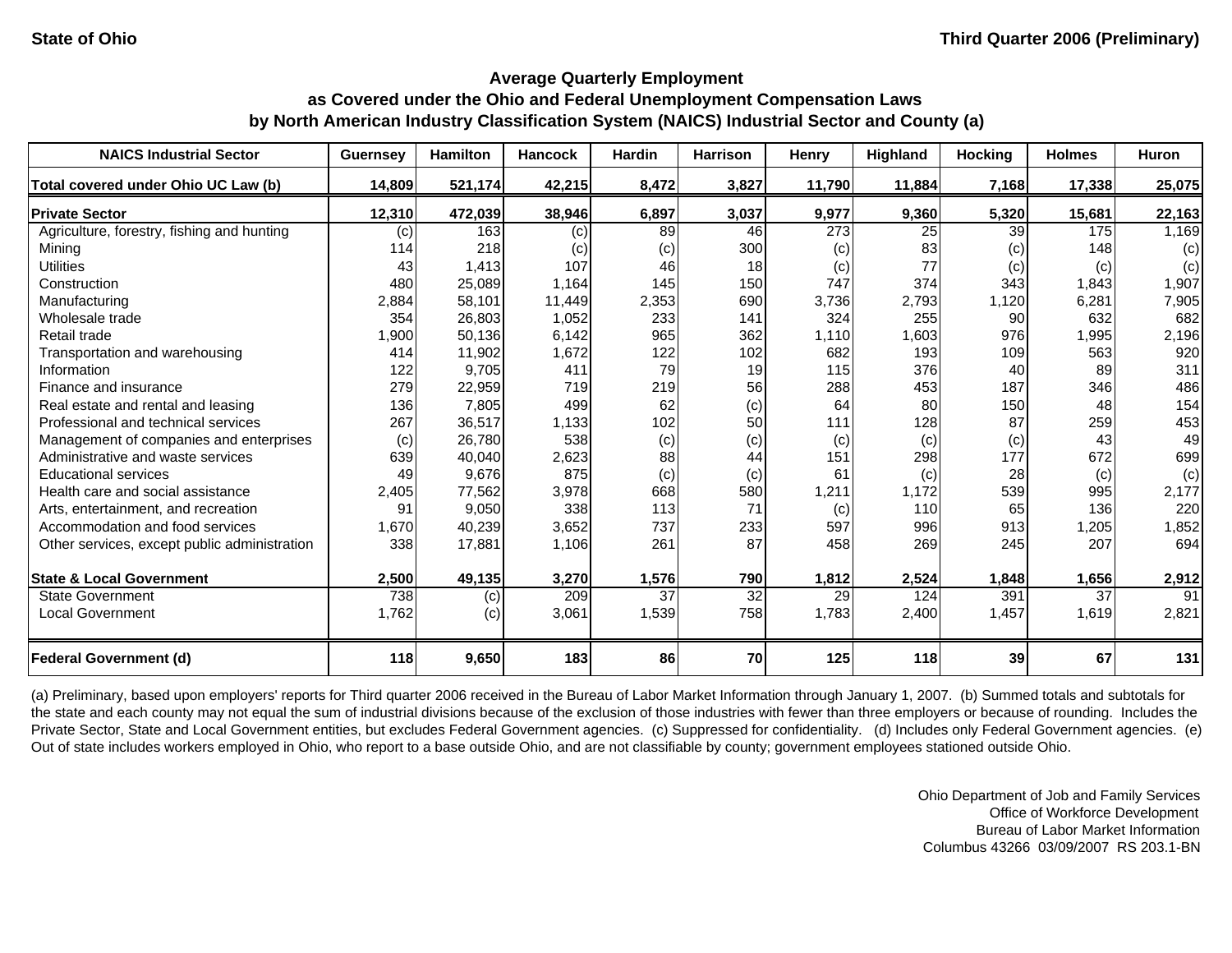State of Ohio

Third Quarter 2006 (Preliminary)

## Average Quarterly Employment as Covered under the Ohio and Federal Unemployment Compensation Laws by North American Industry Classification System (NAICS) Industrial Sector and County (a)

| NAICS Industrial Sector | Guernsey | Hamilton | Hancock | Hardin | Harrison | Henry | Highland | Hocking | Holmes | Huron |
|---|---|---|---|---|---|---|---|---|---|---|
| **Total covered under Ohio UC Law (b)** | **14,809** | **521,174** | **42,215** | **8,472** | **3,827** | **11,790** | **11,884** | **7,168** | **17,338** | **25,075** |
| **Private Sector** | **12,310** | **472,039** | **38,946** | **6,897** | **3,037** | **9,977** | **9,360** | **5,320** | **15,681** | **22,163** |
| Agriculture, forestry, fishing and hunting | (c) | 163 | (c) | 89 | 46 | 273 | 25 | 39 | 175 | 1,169 |
| Mining | 114 | 218 | (c) | (c) | 300 | (c) | 83 | (c) | 148 | (c) |
| Utilities | 43 | 1,413 | 107 | 46 | 18 | (c) | 77 | (c) | (c) | (c) |
| Construction | 480 | 25,089 | 1,164 | 145 | 150 | 747 | 374 | 343 | 1,843 | 1,907 |
| Manufacturing | 2,884 | 58,101 | 11,449 | 2,353 | 690 | 3,736 | 2,793 | 1,120 | 6,281 | 7,905 |
| Wholesale trade | 354 | 26,803 | 1,052 | 233 | 141 | 324 | 255 | 90 | 632 | 682 |
| Retail trade | 1,900 | 50,136 | 6,142 | 965 | 362 | 1,110 | 1,603 | 976 | 1,995 | 2,196 |
| Transportation and warehousing | 414 | 11,902 | 1,672 | 122 | 102 | 682 | 193 | 109 | 563 | 920 |
| Information | 122 | 9,705 | 411 | 79 | 19 | 115 | 376 | 40 | 89 | 311 |
| Finance and insurance | 279 | 22,959 | 719 | 219 | 56 | 288 | 453 | 187 | 346 | 486 |
| Real estate and rental and leasing | 136 | 7,805 | 499 | 62 | (c) | 64 | 80 | 150 | 48 | 154 |
| Professional and technical services | 267 | 36,517 | 1,133 | 102 | 50 | 111 | 128 | 87 | 259 | 453 |
| Management of companies and enterprises | (c) | 26,780 | 538 | (c) | (c) | (c) | (c) | (c) | 43 | 49 |
| Administrative and waste services | 639 | 40,040 | 2,623 | 88 | 44 | 151 | 298 | 177 | 672 | 699 |
| Educational services | 49 | 9,676 | 875 | (c) | (c) | 61 | (c) | 28 | (c) | (c) |
| Health care and social assistance | 2,405 | 77,562 | 3,978 | 668 | 580 | 1,211 | 1,172 | 539 | 995 | 2,177 |
| Arts, entertainment, and recreation | 91 | 9,050 | 338 | 113 | 71 | (c) | 110 | 65 | 136 | 220 |
| Accommodation and food services | 1,670 | 40,239 | 3,652 | 737 | 233 | 597 | 996 | 913 | 1,205 | 1,852 |
| Other services, except public administration | 338 | 17,881 | 1,106 | 261 | 87 | 458 | 269 | 245 | 207 | 694 |
| **State & Local Government** | **2,500** | **49,135** | **3,270** | **1,576** | **790** | **1,812** | **2,524** | **1,848** | **1,656** | **2,912** |
| State Government | 738 | (c) | 209 | 37 | 32 | 29 | 124 | 391 | 37 | 91 |
| Local Government | 1,762 | (c) | 3,061 | 1,539 | 758 | 1,783 | 2,400 | 1,457 | 1,619 | 2,821 |
| **Federal Government (d)** | **118** | **9,650** | **183** | **86** | **70** | **125** | **118** | **39** | **67** | **131** |

(a) Preliminary, based upon employers' reports for Third quarter 2006 received in the Bureau of Labor Market Information through January 1, 2007. (b) Summed totals and subtotals for the state and each county may not equal the sum of industrial divisions because of the exclusion of those industries with fewer than three employers or because of rounding. Includes the Private Sector, State and Local Government entities, but excludes Federal Government agencies. (c) Suppressed for confidentiality. (d) Includes only Federal Government agencies. (e) Out of state includes workers employed in Ohio, who report to a base outside Ohio, and are not classifiable by county; government employees stationed outside Ohio.

Ohio Department of Job and Family Services
Office of Workforce Development
Bureau of Labor Market Information
Columbus 43266 03/09/2007 RS 203.1-BN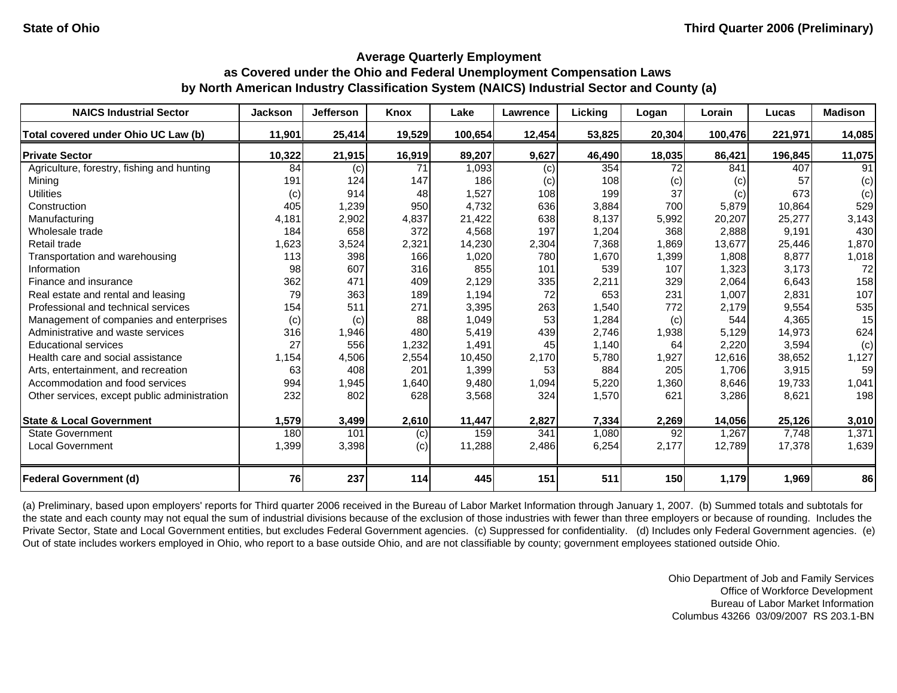State of Ohio

Third Quarter 2006 (Preliminary)

## Average Quarterly Employment
## as Covered under the Ohio and Federal Unemployment Compensation Laws
## by North American Industry Classification System (NAICS) Industrial Sector and County (a)

| NAICS Industrial Sector | Jackson | Jefferson | Knox | Lake | Lawrence | Licking | Logan | Lorain | Lucas | Madison |
|---|---|---|---|---|---|---|---|---|---|---|
| **Total covered under Ohio UC Law (b)** | **11,901** | **25,414** | **19,529** | **100,654** | **12,454** | **53,825** | **20,304** | **100,476** | **221,971** | **14,085** |
| **Private Sector** | **10,322** | **21,915** | **16,919** | **89,207** | **9,627** | **46,490** | **18,035** | **86,421** | **196,845** | **11,075** |
| Agriculture, forestry, fishing and hunting | 84 | (c) | 71 | 1,093 | (c) | 354 | 72 | 841 | 407 | 91 |
| Mining | 191 | 124 | 147 | 186 | (c) | 108 | (c) | (c) | 57 | (c) |
| Utilities | (c) | 914 | 48 | 1,527 | 108 | 199 | 37 | (c) | 673 | (c) |
| Construction | 405 | 1,239 | 950 | 4,732 | 636 | 3,884 | 700 | 5,879 | 10,864 | 529 |
| Manufacturing | 4,181 | 2,902 | 4,837 | 21,422 | 638 | 8,137 | 5,992 | 20,207 | 25,277 | 3,143 |
| Wholesale trade | 184 | 658 | 372 | 4,568 | 197 | 1,204 | 368 | 2,888 | 9,191 | 430 |
| Retail trade | 1,623 | 3,524 | 2,321 | 14,230 | 2,304 | 7,368 | 1,869 | 13,677 | 25,446 | 1,870 |
| Transportation and warehousing | 113 | 398 | 166 | 1,020 | 780 | 1,670 | 1,399 | 1,808 | 8,877 | 1,018 |
| Information | 98 | 607 | 316 | 855 | 101 | 539 | 107 | 1,323 | 3,173 | 72 |
| Finance and insurance | 362 | 471 | 409 | 2,129 | 335 | 2,211 | 329 | 2,064 | 6,643 | 158 |
| Real estate and rental and leasing | 79 | 363 | 189 | 1,194 | 72 | 653 | 231 | 1,007 | 2,831 | 107 |
| Professional and technical services | 154 | 511 | 271 | 3,395 | 263 | 1,540 | 772 | 2,179 | 9,554 | 535 |
| Management of companies and enterprises | (c) | (c) | 88 | 1,049 | 53 | 1,284 | (c) | 544 | 4,365 | 15 |
| Administrative and waste services | 316 | 1,946 | 480 | 5,419 | 439 | 2,746 | 1,938 | 5,129 | 14,973 | 624 |
| Educational services | 27 | 556 | 1,232 | 1,491 | 45 | 1,140 | 64 | 2,220 | 3,594 | (c) |
| Health care and social assistance | 1,154 | 4,506 | 2,554 | 10,450 | 2,170 | 5,780 | 1,927 | 12,616 | 38,652 | 1,127 |
| Arts, entertainment, and recreation | 63 | 408 | 201 | 1,399 | 53 | 884 | 205 | 1,706 | 3,915 | 59 |
| Accommodation and food services | 994 | 1,945 | 1,640 | 9,480 | 1,094 | 5,220 | 1,360 | 8,646 | 19,733 | 1,041 |
| Other services, except public administration | 232 | 802 | 628 | 3,568 | 324 | 1,570 | 621 | 3,286 | 8,621 | 198 |
| **State & Local Government** | **1,579** | **3,499** | **2,610** | **11,447** | **2,827** | **7,334** | **2,269** | **14,056** | **25,126** | **3,010** |
| State Government | 180 | 101 | (c) | 159 | 341 | 1,080 | 92 | 1,267 | 7,748 | 1,371 |
| Local Government | 1,399 | 3,398 | (c) | 11,288 | 2,486 | 6,254 | 2,177 | 12,789 | 17,378 | 1,639 |
| **Federal Government (d)** | **76** | **237** | **114** | **445** | **151** | **511** | **150** | **1,179** | **1,969** | **86** |

(a) Preliminary, based upon employers' reports for Third quarter 2006 received in the Bureau of Labor Market Information through January 1, 2007. (b) Summed totals and subtotals for the state and each county may not equal the sum of industrial divisions because of the exclusion of those industries with fewer than three employers or because of rounding. Includes the Private Sector, State and Local Government entities, but excludes Federal Government agencies. (c) Suppressed for confidentiality. (d) Includes only Federal Government agencies. (e) Out of state includes workers employed in Ohio, who report to a base outside Ohio, and are not classifiable by county; government employees stationed outside Ohio.

Ohio Department of Job and Family Services
Office of Workforce Development
Bureau of Labor Market Information
Columbus 43266 03/09/2007 RS 203.1-BN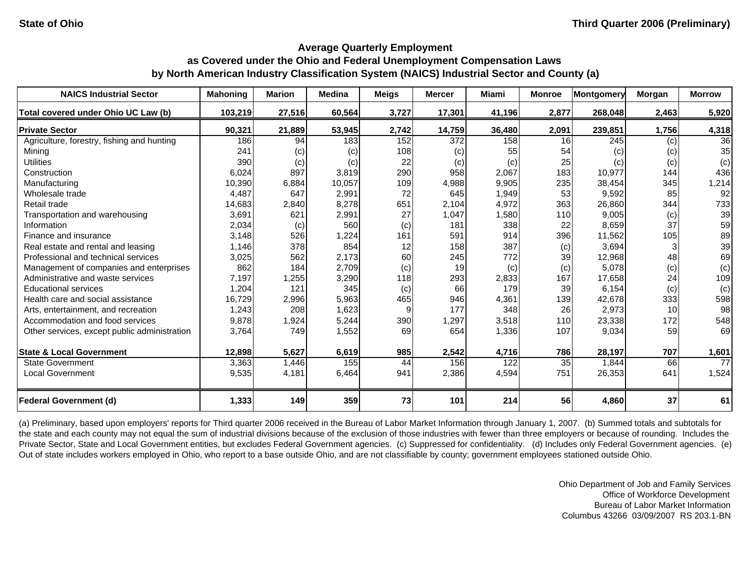State of Ohio

Third Quarter 2006 (Preliminary)

## Average Quarterly Employment
## as Covered under the Ohio and Federal Unemployment Compensation Laws
## by North American Industry Classification System (NAICS) Industrial Sector and County (a)

| NAICS Industrial Sector | Mahoning | Marion | Medina | Meigs | Mercer | Miami | Monroe | Montgomery | Morgan | Morrow |
|---|---|---|---|---|---|---|---|---|---|---|
| **Total covered under Ohio UC Law (b)** | **103,219** | **27,516** | **60,564** | **3,727** | **17,301** | **41,196** | **2,877** | **268,048** | **2,463** | **5,920** |
| **Private Sector** | **90,321** | **21,889** | **53,945** | **2,742** | **14,759** | **36,480** | **2,091** | **239,851** | **1,756** | **4,318** |
| Agriculture, forestry, fishing and hunting | 186 | 94 | 183 | 152 | 372 | 158 | 16 | 245 | (c) | 36 |
| Mining | 241 | (c) | (c) | 108 | (c) | 55 | 54 | (c) | (c) | 35 |
| Utilities | 390 | (c) | (c) | 22 | (c) | (c) | 25 | (c) | (c) | (c) |
| Construction | 6,024 | 897 | 3,819 | 290 | 958 | 2,067 | 183 | 10,977 | 144 | 436 |
| Manufacturing | 10,390 | 6,884 | 10,057 | 109 | 4,988 | 9,905 | 235 | 38,454 | 345 | 1,214 |
| Wholesale trade | 4,487 | 647 | 2,991 | 72 | 645 | 1,949 | 53 | 9,592 | 85 | 92 |
| Retail trade | 14,683 | 2,840 | 8,278 | 651 | 2,104 | 4,972 | 363 | 26,860 | 344 | 733 |
| Transportation and warehousing | 3,691 | 621 | 2,991 | 27 | 1,047 | 1,580 | 110 | 9,005 | (c) | 39 |
| Information | 2,034 | (c) | 560 | (c) | 181 | 338 | 22 | 8,659 | 37 | 59 |
| Finance and insurance | 3,148 | 526 | 1,224 | 161 | 591 | 914 | 396 | 11,562 | 105 | 89 |
| Real estate and rental and leasing | 1,146 | 378 | 854 | 12 | 158 | 387 | (c) | 3,694 | 3 | 39 |
| Professional and technical services | 3,025 | 562 | 2,173 | 60 | 245 | 772 | 39 | 12,968 | 48 | 69 |
| Management of companies and enterprises | 862 | 184 | 2,709 | (c) | 19 | (c) | (c) | 5,078 | (c) | (c) |
| Administrative and waste services | 7,197 | 1,255 | 3,290 | 118 | 293 | 2,833 | 167 | 17,658 | 24 | 109 |
| Educational services | 1,204 | 121 | 345 | (c) | 66 | 179 | 39 | 6,154 | (c) | (c) |
| Health care and social assistance | 16,729 | 2,996 | 5,963 | 465 | 946 | 4,361 | 139 | 42,678 | 333 | 598 |
| Arts, entertainment, and recreation | 1,243 | 208 | 1,623 | 9 | 177 | 348 | 26 | 2,973 | 10 | 98 |
| Accommodation and food services | 9,878 | 1,924 | 5,244 | 390 | 1,297 | 3,518 | 110 | 23,338 | 172 | 548 |
| Other services, except public administration | 3,764 | 749 | 1,552 | 69 | 654 | 1,336 | 107 | 9,034 | 59 | 69 |
| **State & Local Government** | **12,898** | **5,627** | **6,619** | **985** | **2,542** | **4,716** | **786** | **28,197** | **707** | **1,601** |
| State Government | 3,363 | 1,446 | 155 | 44 | 156 | 122 | 35 | 1,844 | 66 | 77 |
| Local Government | 9,535 | 4,181 | 6,464 | 941 | 2,386 | 4,594 | 751 | 26,353 | 641 | 1,524 |
| **Federal Government (d)** | **1,333** | **149** | **359** | **73** | **101** | **214** | **56** | **4,860** | **37** | **61** |

(a) Preliminary, based upon employers' reports for Third quarter 2006 received in the Bureau of Labor Market Information through January 1, 2007. (b) Summed totals and subtotals for the state and each county may not equal the sum of industrial divisions because of the exclusion of those industries with fewer than three employers or because of rounding. Includes the Private Sector, State and Local Government entities, but excludes Federal Government agencies. (c) Suppressed for confidentiality. (d) Includes only Federal Government agencies. (e) Out of state includes workers employed in Ohio, who report to a base outside Ohio, and are not classifiable by county; government employees stationed outside Ohio.

Ohio Department of Job and Family Services
Office of Workforce Development
Bureau of Labor Market Information
Columbus 43266 03/09/2007 RS 203.1-BN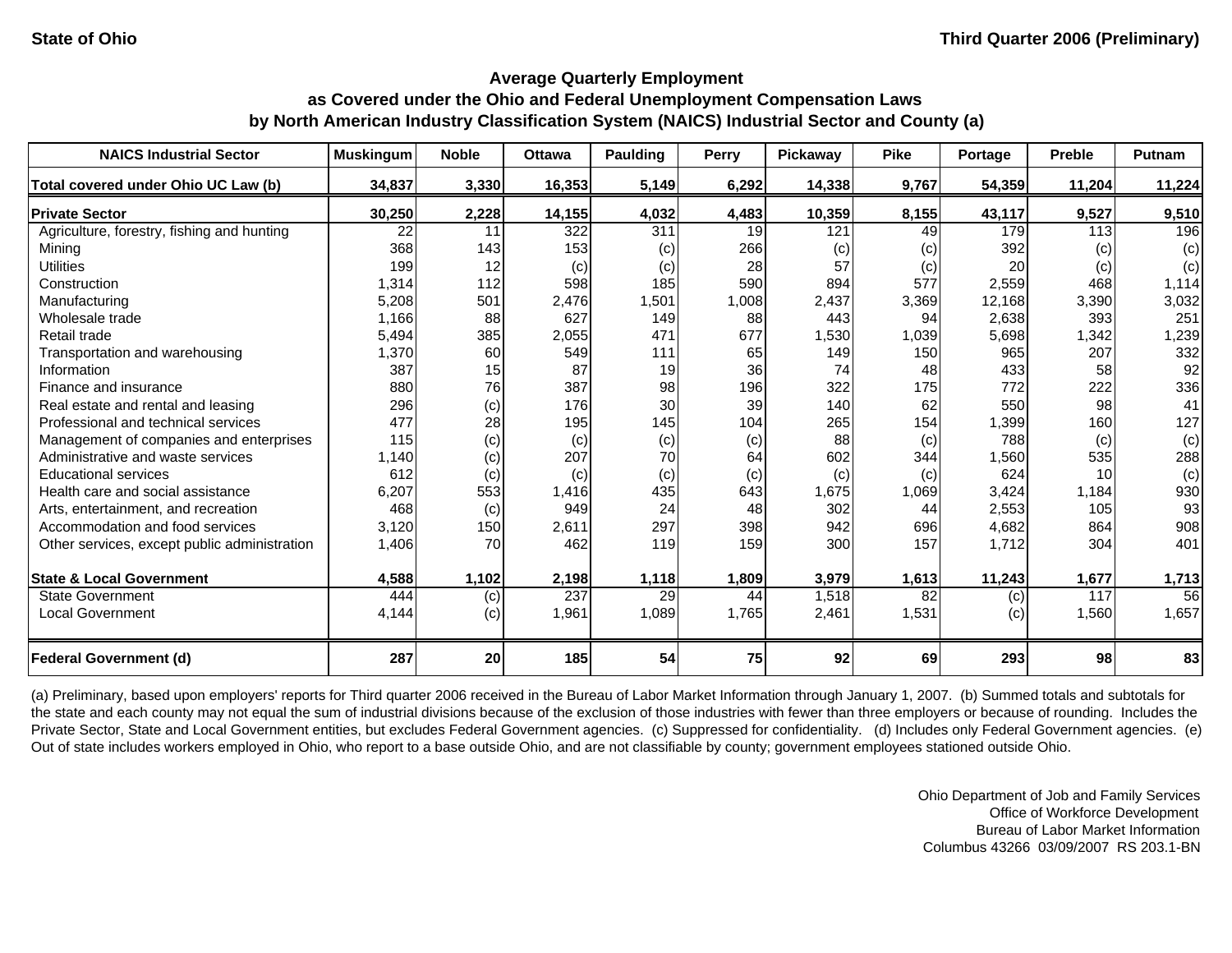State of Ohio

Third Quarter 2006 (Preliminary)

## Average Quarterly Employment
## as Covered under the Ohio and Federal Unemployment Compensation Laws
## by North American Industry Classification System (NAICS) Industrial Sector and County (a)

| NAICS Industrial Sector | Muskingum | Noble | Ottawa | Paulding | Perry | Pickaway | Pike | Portage | Preble | Putnam |
|---|---|---|---|---|---|---|---|---|---|---|
| **Total covered under Ohio UC Law (b)** | **34,837** | **3,330** | **16,353** | **5,149** | **6,292** | **14,338** | **9,767** | **54,359** | **11,204** | **11,224** |
| **Private Sector** | **30,250** | **2,228** | **14,155** | **4,032** | **4,483** | **10,359** | **8,155** | **43,117** | **9,527** | **9,510** |
| Agriculture, forestry, fishing and hunting | 22 | 11 | 322 | 311 | 19 | 121 | 49 | 179 | 113 | 196 |
| Mining | 368 | 143 | 153 | (c) | 266 | (c) | (c) | 392 | (c) | (c) |
| Utilities | 199 | 12 | (c) | (c) | 28 | 57 | (c) | 20 | (c) | (c) |
| Construction | 1,314 | 112 | 598 | 185 | 590 | 894 | 577 | 2,559 | 468 | 1,114 |
| Manufacturing | 5,208 | 501 | 2,476 | 1,501 | 1,008 | 2,437 | 3,369 | 12,168 | 3,390 | 3,032 |
| Wholesale trade | 1,166 | 88 | 627 | 149 | 88 | 443 | 94 | 2,638 | 393 | 251 |
| Retail trade | 5,494 | 385 | 2,055 | 471 | 677 | 1,530 | 1,039 | 5,698 | 1,342 | 1,239 |
| Transportation and warehousing | 1,370 | 60 | 549 | 111 | 65 | 149 | 150 | 965 | 207 | 332 |
| Information | 387 | 15 | 87 | 19 | 36 | 74 | 48 | 433 | 58 | 92 |
| Finance and insurance | 880 | 76 | 387 | 98 | 196 | 322 | 175 | 772 | 222 | 336 |
| Real estate and rental and leasing | 296 | (c) | 176 | 30 | 39 | 140 | 62 | 550 | 98 | 41 |
| Professional and technical services | 477 | 28 | 195 | 145 | 104 | 265 | 154 | 1,399 | 160 | 127 |
| Management of companies and enterprises | 115 | (c) | (c) | (c) | (c) | 88 | (c) | 788 | (c) | (c) |
| Administrative and waste services | 1,140 | (c) | 207 | 70 | 64 | 602 | 344 | 1,560 | 535 | 288 |
| Educational services | 612 | (c) | (c) | (c) | (c) | (c) | (c) | 624 | 10 | (c) |
| Health care and social assistance | 6,207 | 553 | 1,416 | 435 | 643 | 1,675 | 1,069 | 3,424 | 1,184 | 930 |
| Arts, entertainment, and recreation | 468 | (c) | 949 | 24 | 48 | 302 | 44 | 2,553 | 105 | 93 |
| Accommodation and food services | 3,120 | 150 | 2,611 | 297 | 398 | 942 | 696 | 4,682 | 864 | 908 |
| Other services, except public administration | 1,406 | 70 | 462 | 119 | 159 | 300 | 157 | 1,712 | 304 | 401 |
| **State & Local Government** | **4,588** | **1,102** | **2,198** | **1,118** | **1,809** | **3,979** | **1,613** | **11,243** | **1,677** | **1,713** |
| State Government | 444 | (c) | 237 | 29 | 44 | 1,518 | 82 | (c) | 117 | 56 |
| Local Government | 4,144 | (c) | 1,961 | 1,089 | 1,765 | 2,461 | 1,531 | (c) | 1,560 | 1,657 |
| **Federal Government (d)** | **287** | **20** | **185** | **54** | **75** | **92** | **69** | **293** | **98** | **83** |

(a) Preliminary, based upon employers' reports for Third quarter 2006 received in the Bureau of Labor Market Information through January 1, 2007. (b) Summed totals and subtotals for the state and each county may not equal the sum of industrial divisions because of the exclusion of those industries with fewer than three employers or because of rounding. Includes the Private Sector, State and Local Government entities, but excludes Federal Government agencies. (c) Suppressed for confidentiality. (d) Includes only Federal Government agencies. (e) Out of state includes workers employed in Ohio, who report to a base outside Ohio, and are not classifiable by county; government employees stationed outside Ohio.

Ohio Department of Job and Family Services
Office of Workforce Development
Bureau of Labor Market Information
Columbus 43266 03/09/2007 RS 203.1-BN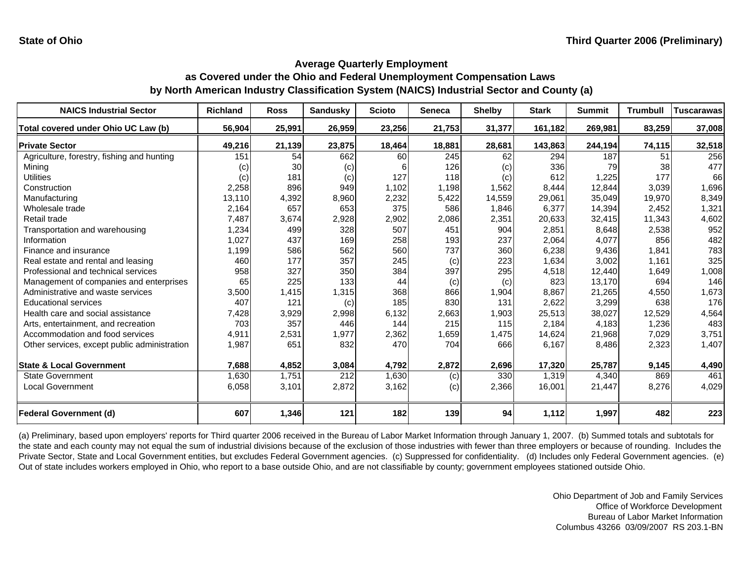State of Ohio

Third Quarter 2006 (Preliminary)

## Average Quarterly Employment as Covered under the Ohio and Federal Unemployment Compensation Laws by North American Industry Classification System (NAICS) Industrial Sector and County (a)

| NAICS Industrial Sector | Richland | Ross | Sandusky | Scioto | Seneca | Shelby | Stark | Summit | Trumbull | Tuscarawas |
|---|---|---|---|---|---|---|---|---|---|---|
| **Total covered under Ohio UC Law (b)** | **56,904** | **25,991** | **26,959** | **23,256** | **21,753** | **31,377** | **161,182** | **269,981** | **83,259** | **37,008** |
| **Private Sector** | **49,216** | **21,139** | **23,875** | **18,464** | **18,881** | **28,681** | **143,863** | **244,194** | **74,115** | **32,518** |
| Agriculture, forestry, fishing and hunting | 151 | 54 | 662 | 60 | 245 | 62 | 294 | 187 | 51 | 256 |
| Mining | (c) | 30 | (c) | 6 | 126 | (c) | 336 | 79 | 38 | 477 |
| Utilities | (c) | 181 | (c) | 127 | 118 | (c) | 612 | 1,225 | 177 | 66 |
| Construction | 2,258 | 896 | 949 | 1,102 | 1,198 | 1,562 | 8,444 | 12,844 | 3,039 | 1,696 |
| Manufacturing | 13,110 | 4,392 | 8,960 | 2,232 | 5,422 | 14,559 | 29,061 | 35,049 | 19,970 | 8,349 |
| Wholesale trade | 2,164 | 657 | 653 | 375 | 586 | 1,846 | 6,377 | 14,394 | 2,452 | 1,321 |
| Retail trade | 7,487 | 3,674 | 2,928 | 2,902 | 2,086 | 2,351 | 20,633 | 32,415 | 11,343 | 4,602 |
| Transportation and warehousing | 1,234 | 499 | 328 | 507 | 451 | 904 | 2,851 | 8,648 | 2,538 | 952 |
| Information | 1,027 | 437 | 169 | 258 | 193 | 237 | 2,064 | 4,077 | 856 | 482 |
| Finance and insurance | 1,199 | 586 | 562 | 560 | 737 | 360 | 6,238 | 9,436 | 1,841 | 783 |
| Real estate and rental and leasing | 460 | 177 | 357 | 245 | (c) | 223 | 1,634 | 3,002 | 1,161 | 325 |
| Professional and technical services | 958 | 327 | 350 | 384 | 397 | 295 | 4,518 | 12,440 | 1,649 | 1,008 |
| Management of companies and enterprises | 65 | 225 | 133 | 44 | (c) | (c) | 823 | 13,170 | 694 | 146 |
| Administrative and waste services | 3,500 | 1,415 | 1,315 | 368 | 866 | 1,904 | 8,867 | 21,265 | 4,550 | 1,673 |
| Educational services | 407 | 121 | (c) | 185 | 830 | 131 | 2,622 | 3,299 | 638 | 176 |
| Health care and social assistance | 7,428 | 3,929 | 2,998 | 6,132 | 2,663 | 1,903 | 25,513 | 38,027 | 12,529 | 4,564 |
| Arts, entertainment, and recreation | 703 | 357 | 446 | 144 | 215 | 115 | 2,184 | 4,183 | 1,236 | 483 |
| Accommodation and food services | 4,911 | 2,531 | 1,977 | 2,362 | 1,659 | 1,475 | 14,624 | 21,968 | 7,029 | 3,751 |
| Other services, except public administration | 1,987 | 651 | 832 | 470 | 704 | 666 | 6,167 | 8,486 | 2,323 | 1,407 |
| **State & Local Government** | **7,688** | **4,852** | **3,084** | **4,792** | **2,872** | **2,696** | **17,320** | **25,787** | **9,145** | **4,490** |
| State Government | 1,630 | 1,751 | 212 | 1,630 | (c) | 330 | 1,319 | 4,340 | 869 | 461 |
| Local Government | 6,058 | 3,101 | 2,872 | 3,162 | (c) | 2,366 | 16,001 | 21,447 | 8,276 | 4,029 |
| **Federal Government (d)** | **607** | **1,346** | **121** | **182** | **139** | **94** | **1,112** | **1,997** | **482** | **223** |

(a) Preliminary, based upon employers' reports for Third quarter 2006 received in the Bureau of Labor Market Information through January 1, 2007. (b) Summed totals and subtotals for the state and each county may not equal the sum of industrial divisions because of the exclusion of those industries with fewer than three employers or because of rounding. Includes the Private Sector, State and Local Government entities, but excludes Federal Government agencies. (c) Suppressed for confidentiality. (d) Includes only Federal Government agencies. (e) Out of state includes workers employed in Ohio, who report to a base outside Ohio, and are not classifiable by county; government employees stationed outside Ohio.

Ohio Department of Job and Family Services
Office of Workforce Development
Bureau of Labor Market Information
Columbus 43266 03/09/2007 RS 203.1-BN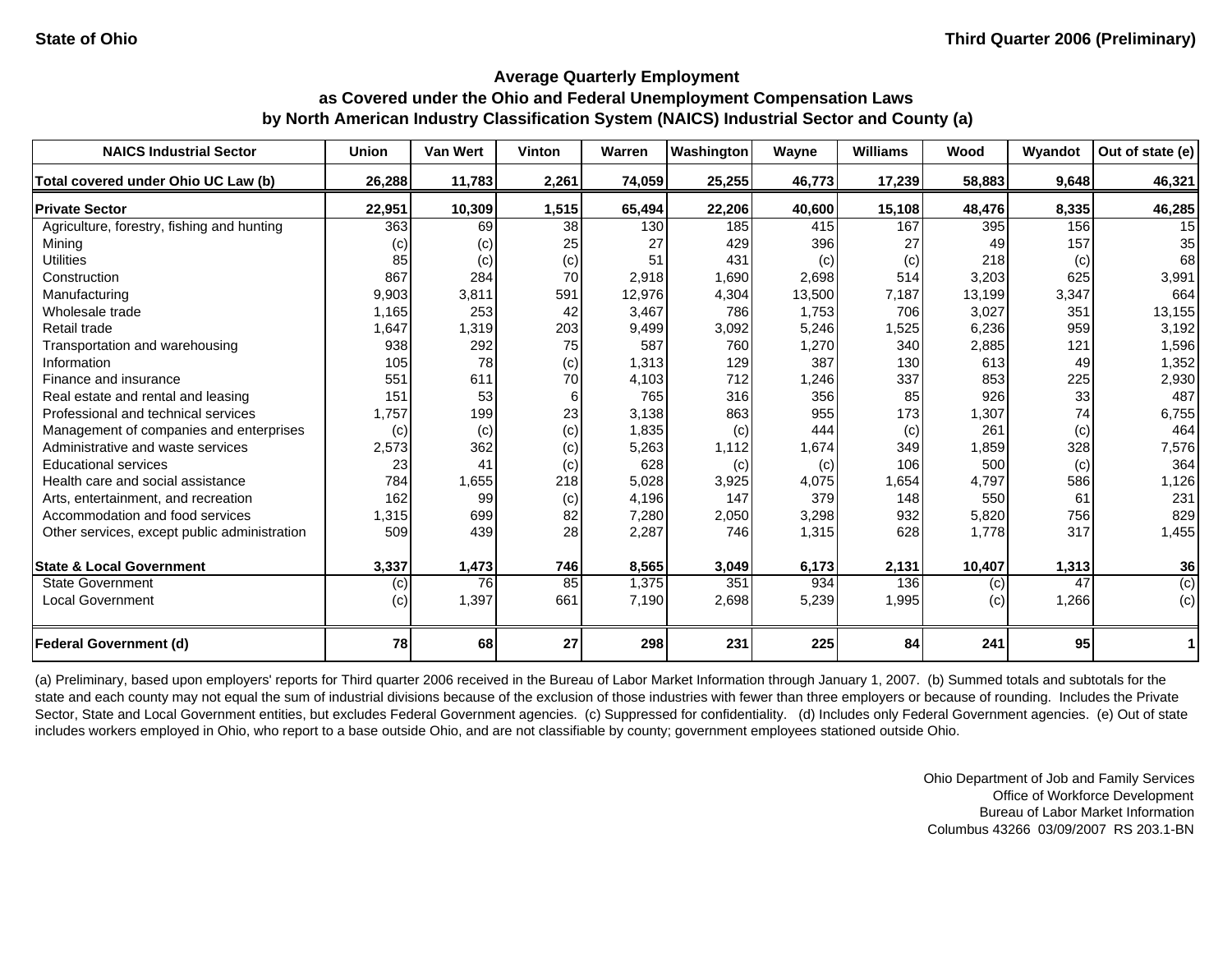State of Ohio

Third Quarter 2006 (Preliminary)

**Average Quarterly Employment**
**as Covered under the Ohio and Federal Unemployment Compensation Laws**
**by North American Industry Classification System (NAICS) Industrial Sector and County (a)**

| NAICS Industrial Sector | Union | Van Wert | Vinton | Warren | Washington | Wayne | Williams | Wood | Wyandot | Out of state (e) |
|---|---|---|---|---|---|---|---|---|---|---|
| **Total covered under Ohio UC Law (b)** | **26,288** | **11,783** | **2,261** | **74,059** | **25,255** | **46,773** | **17,239** | **58,883** | **9,648** | **46,321** |
| **Private Sector** | **22,951** | **10,309** | **1,515** | **65,494** | **22,206** | **40,600** | **15,108** | **48,476** | **8,335** | **46,285** |
| Agriculture, forestry, fishing and hunting | 363 | 69 | 38 | 130 | 185 | 415 | 167 | 395 | 156 | 15 |
| Mining | (c) | (c) | 25 | 27 | 429 | 396 | 27 | 49 | 157 | 35 |
| Utilities | 85 | (c) | (c) | 51 | 431 | (c) | (c) | 218 | (c) | 68 |
| Construction | 867 | 284 | 70 | 2,918 | 1,690 | 2,698 | 514 | 3,203 | 625 | 3,991 |
| Manufacturing | 9,903 | 3,811 | 591 | 12,976 | 4,304 | 13,500 | 7,187 | 13,199 | 3,347 | 664 |
| Wholesale trade | 1,165 | 253 | 42 | 3,467 | 786 | 1,753 | 706 | 3,027 | 351 | 13,155 |
| Retail trade | 1,647 | 1,319 | 203 | 9,499 | 3,092 | 5,246 | 1,525 | 6,236 | 959 | 3,192 |
| Transportation and warehousing | 938 | 292 | 75 | 587 | 760 | 1,270 | 340 | 2,885 | 121 | 1,596 |
| Information | 105 | 78 | (c) | 1,313 | 129 | 387 | 130 | 613 | 49 | 1,352 |
| Finance and insurance | 551 | 611 | 70 | 4,103 | 712 | 1,246 | 337 | 853 | 225 | 2,930 |
| Real estate and rental and leasing | 151 | 53 | 6 | 765 | 316 | 356 | 85 | 926 | 33 | 487 |
| Professional and technical services | 1,757 | 199 | 23 | 3,138 | 863 | 955 | 173 | 1,307 | 74 | 6,755 |
| Management of companies and enterprises | (c) | (c) | (c) | 1,835 | (c) | 444 | (c) | 261 | (c) | 464 |
| Administrative and waste services | 2,573 | 362 | (c) | 5,263 | 1,112 | 1,674 | 349 | 1,859 | 328 | 7,576 |
| Educational services | 23 | 41 | (c) | 628 | (c) | (c) | 106 | 500 | (c) | 364 |
| Health care and social assistance | 784 | 1,655 | 218 | 5,028 | 3,925 | 4,075 | 1,654 | 4,797 | 586 | 1,126 |
| Arts, entertainment, and recreation | 162 | 99 | (c) | 4,196 | 147 | 379 | 148 | 550 | 61 | 231 |
| Accommodation and food services | 1,315 | 699 | 82 | 7,280 | 2,050 | 3,298 | 932 | 5,820 | 756 | 829 |
| Other services, except public administration | 509 | 439 | 28 | 2,287 | 746 | 1,315 | 628 | 1,778 | 317 | 1,455 |
| **State & Local Government** | **3,337** | **1,473** | **746** | **8,565** | **3,049** | **6,173** | **2,131** | **10,407** | **1,313** | **36** |
| State Government | (c) | 76 | 85 | 1,375 | 351 | 934 | 136 | (c) | 47 | (c) |
| Local Government | (c) | 1,397 | 661 | 7,190 | 2,698 | 5,239 | 1,995 | (c) | 1,266 | (c) |
| **Federal Government (d)** | **78** | **68** | **27** | **298** | **231** | **225** | **84** | **241** | **95** | **1** |

(a) Preliminary, based upon employers' reports for Third quarter 2006 received in the Bureau of Labor Market Information through January 1, 2007. (b) Summed totals and subtotals for the state and each county may not equal the sum of industrial divisions because of the exclusion of those industries with fewer than three employers or because of rounding. Includes the Private Sector, State and Local Government entities, but excludes Federal Government agencies. (c) Suppressed for confidentiality. (d) Includes only Federal Government agencies. (e) Out of state includes workers employed in Ohio, who report to a base outside Ohio, and are not classifiable by county; government employees stationed outside Ohio.

Ohio Department of Job and Family Services
Office of Workforce Development
Bureau of Labor Market Information
Columbus 43266 03/09/2007 RS 203.1-BN